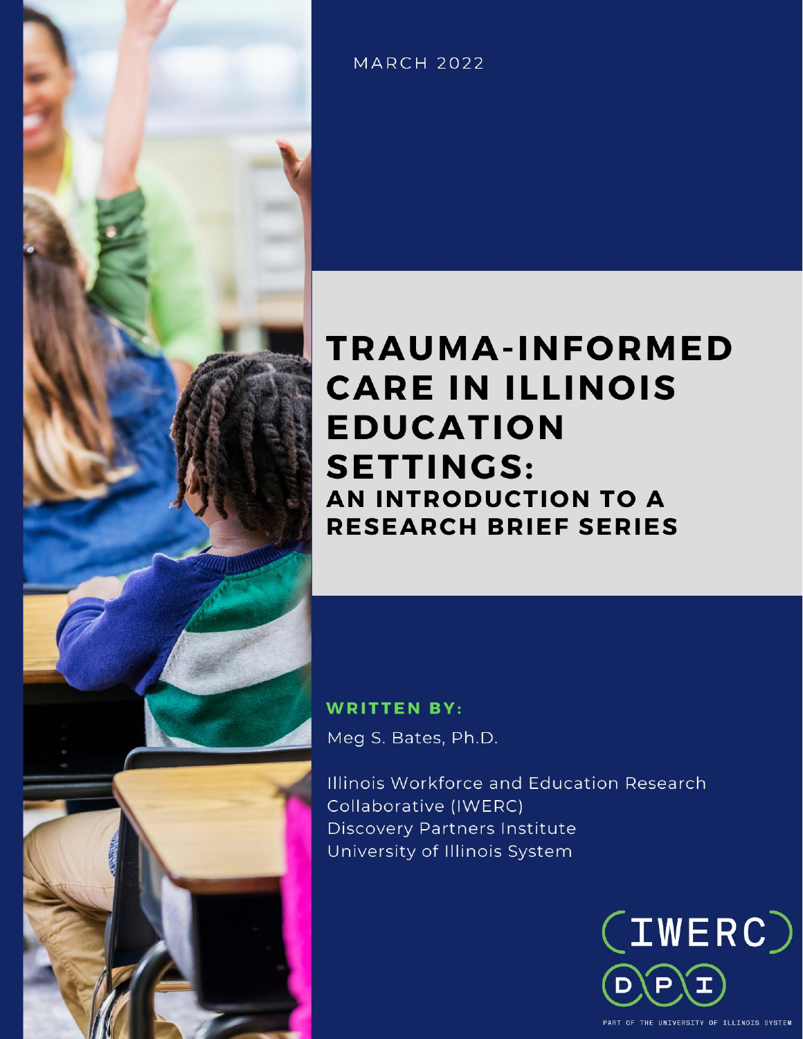MARCH 2022

# TRAUMA-INFORMED CARE IN ILLINOIS EDUCATION SETTINGS:

## AN INTRODUCTION TO A RESEARCH BRIEF SERIES

**WRITTEN BY:**

Meg S. Bates, Ph.D.

Illinois Workforce and Education Research Collaborative (IWERC)
Discovery Partners Institute
University of Illinois System

IWERC

DPI

PART OF THE UNIVERSITY OF ILLINOIS SYSTEM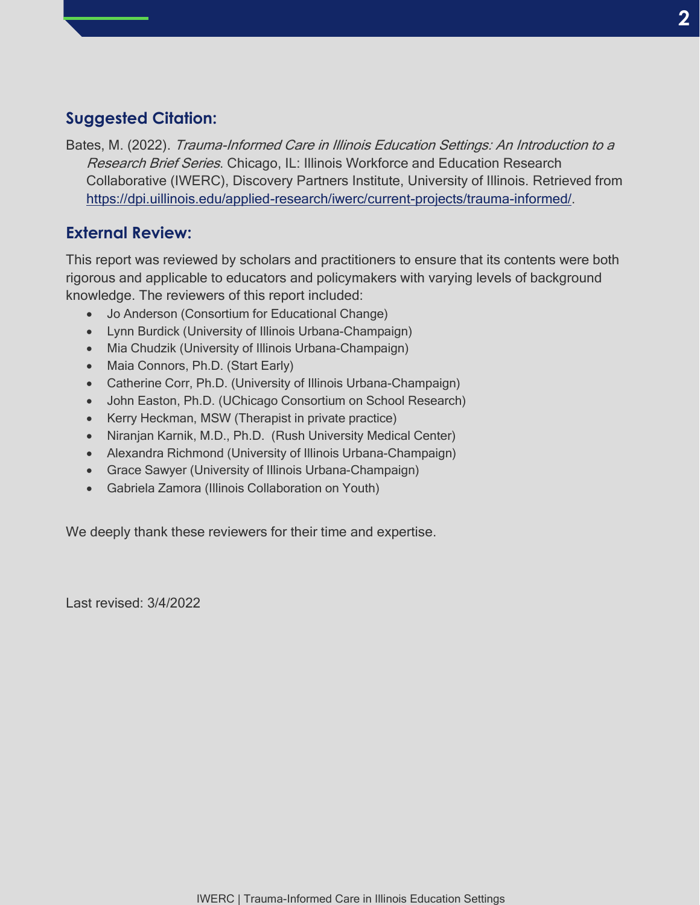## Suggested Citation:

Bates, M. (2022). *Trauma-Informed Care in Illinois Education Settings: An Introduction to a Research Brief Series*. Chicago, IL: Illinois Workforce and Education Research Collaborative (IWERC), Discovery Partners Institute, University of Illinois. Retrieved from https://dpi.uillinois.edu/applied-research/iwerc/current-projects/trauma-informed/.

## External Review:

This report was reviewed by scholars and practitioners to ensure that its contents were both rigorous and applicable to educators and policymakers with varying levels of background knowledge. The reviewers of this report included:

- Jo Anderson (Consortium for Educational Change)
- Lynn Burdick (University of Illinois Urbana-Champaign)
- Mia Chudzik (University of Illinois Urbana-Champaign)
- Maia Connors, Ph.D. (Start Early)
- Catherine Corr, Ph.D. (University of Illinois Urbana-Champaign)
- John Easton, Ph.D. (UChicago Consortium on School Research)
- Kerry Heckman, MSW (Therapist in private practice)
- Niranjan Karnik, M.D., Ph.D. (Rush University Medical Center)
- Alexandra Richmond (University of Illinois Urbana-Champaign)
- Grace Sawyer (University of Illinois Urbana-Champaign)
- Gabriela Zamora (Illinois Collaboration on Youth)

We deeply thank these reviewers for their time and expertise.

Last revised: 3/4/2022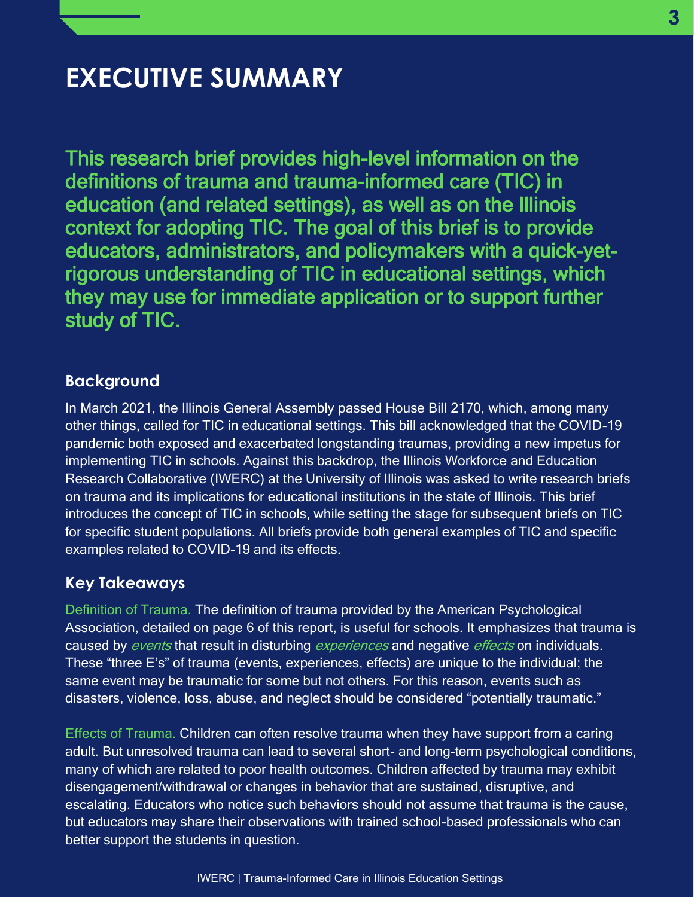# EXECUTIVE SUMMARY

**This research brief provides high-level information on the definitions of trauma and trauma-informed care (TIC) in education (and related settings), as well as on the Illinois context for adopting TIC. The goal of this brief is to provide educators, administrators, and policymakers with a quick-yet-rigorous understanding of TIC in educational settings, which they may use for immediate application or to support further study of TIC.**

## Background

In March 2021, the Illinois General Assembly passed House Bill 2170, which, among many other things, called for TIC in educational settings. This bill acknowledged that the COVID-19 pandemic both exposed and exacerbated longstanding traumas, providing a new impetus for implementing TIC in schools. Against this backdrop, the Illinois Workforce and Education Research Collaborative (IWERC) at the University of Illinois was asked to write research briefs on trauma and its implications for educational institutions in the state of Illinois. This brief introduces the concept of TIC in schools, while setting the stage for subsequent briefs on TIC for specific student populations. All briefs provide both general examples of TIC and specific examples related to COVID-19 and its effects.

## Key Takeaways

Definition of Trauma. The definition of trauma provided by the American Psychological Association, detailed on page 6 of this report, is useful for schools. It emphasizes that trauma is caused by *events* that result in disturbing *experiences* and negative *effects* on individuals. These "three E's" of trauma (events, experiences, effects) are unique to the individual; the same event may be traumatic for some but not others. For this reason, events such as disasters, violence, loss, abuse, and neglect should be considered "potentially traumatic."

Effects of Trauma. Children can often resolve trauma when they have support from a caring adult. But unresolved trauma can lead to several short- and long-term psychological conditions, many of which are related to poor health outcomes. Children affected by trauma may exhibit disengagement/withdrawal or changes in behavior that are sustained, disruptive, and escalating. Educators who notice such behaviors should not assume that trauma is the cause, but educators may share their observations with trained school-based professionals who can better support the students in question.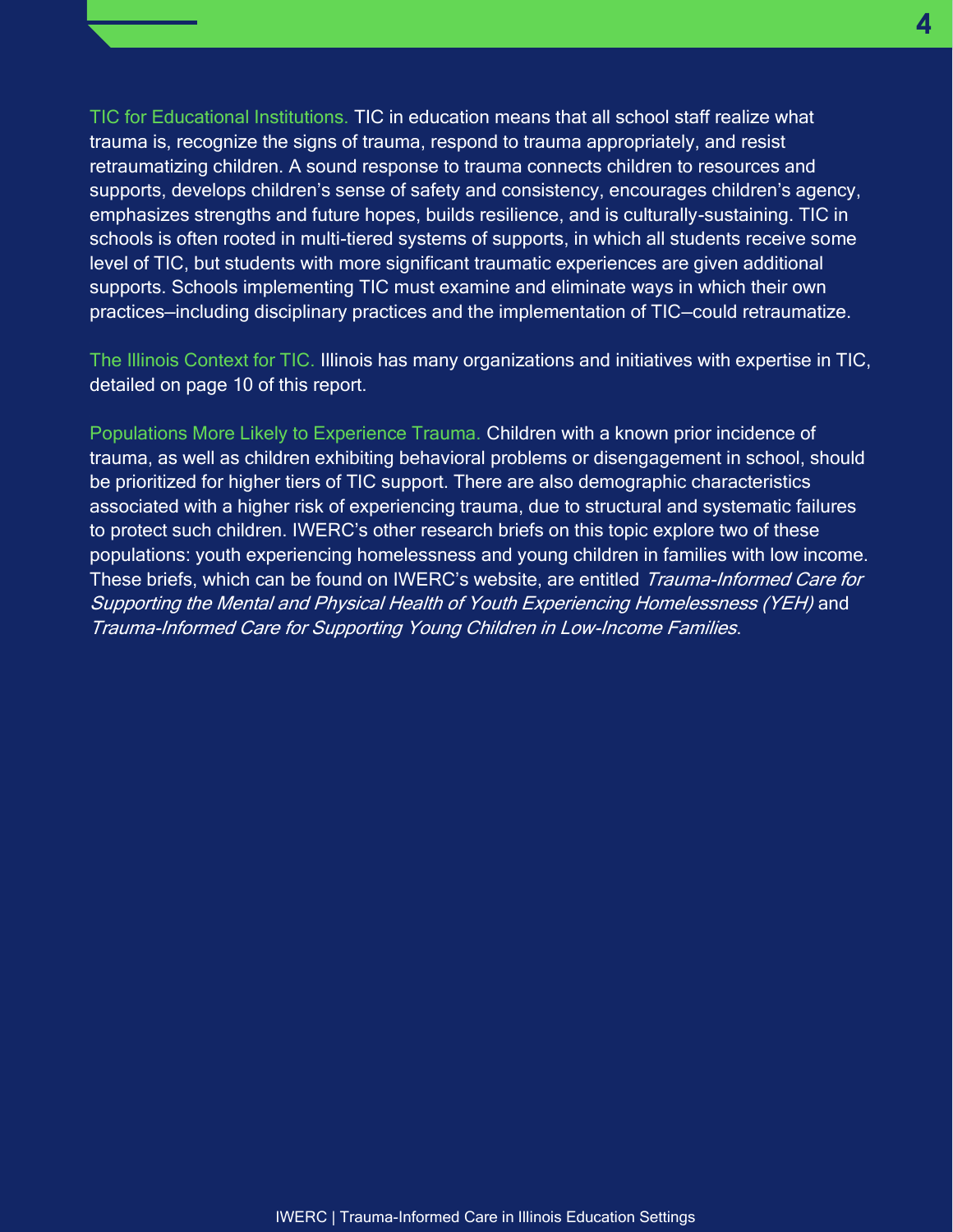**TIC for Educational Institutions.** TIC in education means that all school staff realize what trauma is, recognize the signs of trauma, respond to trauma appropriately, and resist retraumatizing children. A sound response to trauma connects children to resources and supports, develops children's sense of safety and consistency, encourages children's agency, emphasizes strengths and future hopes, builds resilience, and is culturally-sustaining. TIC in schools is often rooted in multi-tiered systems of supports, in which all students receive some level of TIC, but students with more significant traumatic experiences are given additional supports. Schools implementing TIC must examine and eliminate ways in which their own practices—including disciplinary practices and the implementation of TIC—could retraumatize.

**The Illinois Context for TIC.** Illinois has many organizations and initiatives with expertise in TIC, detailed on page 10 of this report.

**Populations More Likely to Experience Trauma.** Children with a known prior incidence of trauma, as well as children exhibiting behavioral problems or disengagement in school, should be prioritized for higher tiers of TIC support. There are also demographic characteristics associated with a higher risk of experiencing trauma, due to structural and systematic failures to protect such children. IWERC's other research briefs on this topic explore two of these populations: youth experiencing homelessness and young children in families with low income. These briefs, which can be found on IWERC's website, are entitled *Trauma-Informed Care for Supporting the Mental and Physical Health of Youth Experiencing Homelessness (YEH)* and *Trauma-Informed Care for Supporting Young Children in Low-Income Families*.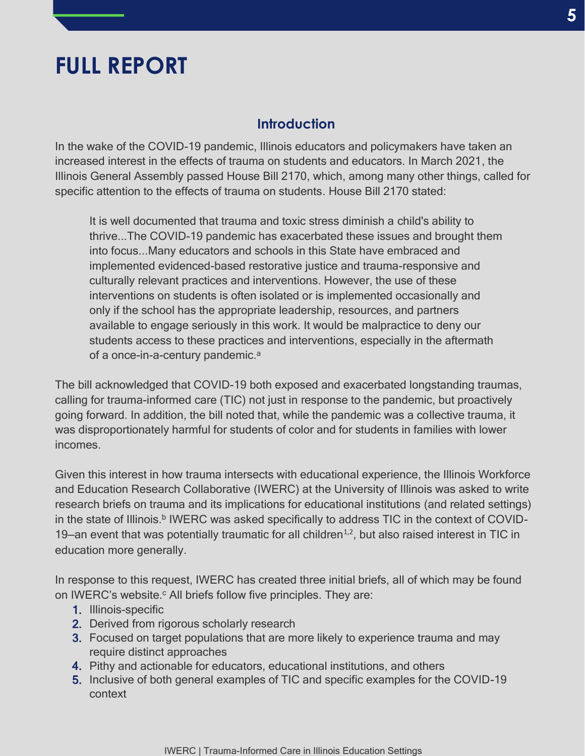# FULL REPORT

## Introduction

In the wake of the COVID-19 pandemic, Illinois educators and policymakers have taken an increased interest in the effects of trauma on students and educators. In March 2021, the Illinois General Assembly passed House Bill 2170, which, among many other things, called for specific attention to the effects of trauma on students. House Bill 2170 stated:

> It is well documented that trauma and toxic stress diminish a child's ability to thrive...The COVID-19 pandemic has exacerbated these issues and brought them into focus...Many educators and schools in this State have embraced and implemented evidenced-based restorative justice and trauma-responsive and culturally relevant practices and interventions. However, the use of these interventions on students is often isolated or is implemented occasionally and only if the school has the appropriate leadership, resources, and partners available to engage seriously in this work. It would be malpractice to deny our students access to these practices and interventions, especially in the aftermath of a once-in-a-century pandemic.[a]

The bill acknowledged that COVID-19 both exposed and exacerbated longstanding traumas, calling for trauma-informed care (TIC) not just in response to the pandemic, but proactively going forward. In addition, the bill noted that, while the pandemic was a collective trauma, it was disproportionately harmful for students of color and for students in families with lower incomes.

Given this interest in how trauma intersects with educational experience, the Illinois Workforce and Education Research Collaborative (IWERC) at the University of Illinois was asked to write research briefs on trauma and its implications for educational institutions (and related settings) in the state of Illinois.[b] IWERC was asked specifically to address TIC in the context of COVID-19—an event that was potentially traumatic for all children[1,2], but also raised interest in TIC in education more generally.

In response to this request, IWERC has created three initial briefs, all of which may be found on IWERC's website.[c] All briefs follow five principles. They are:

1. Illinois-specific
2. Derived from rigorous scholarly research
3. Focused on target populations that are more likely to experience trauma and may require distinct approaches
4. Pithy and actionable for educators, educational institutions, and others
5. Inclusive of both general examples of TIC and specific examples for the COVID-19 context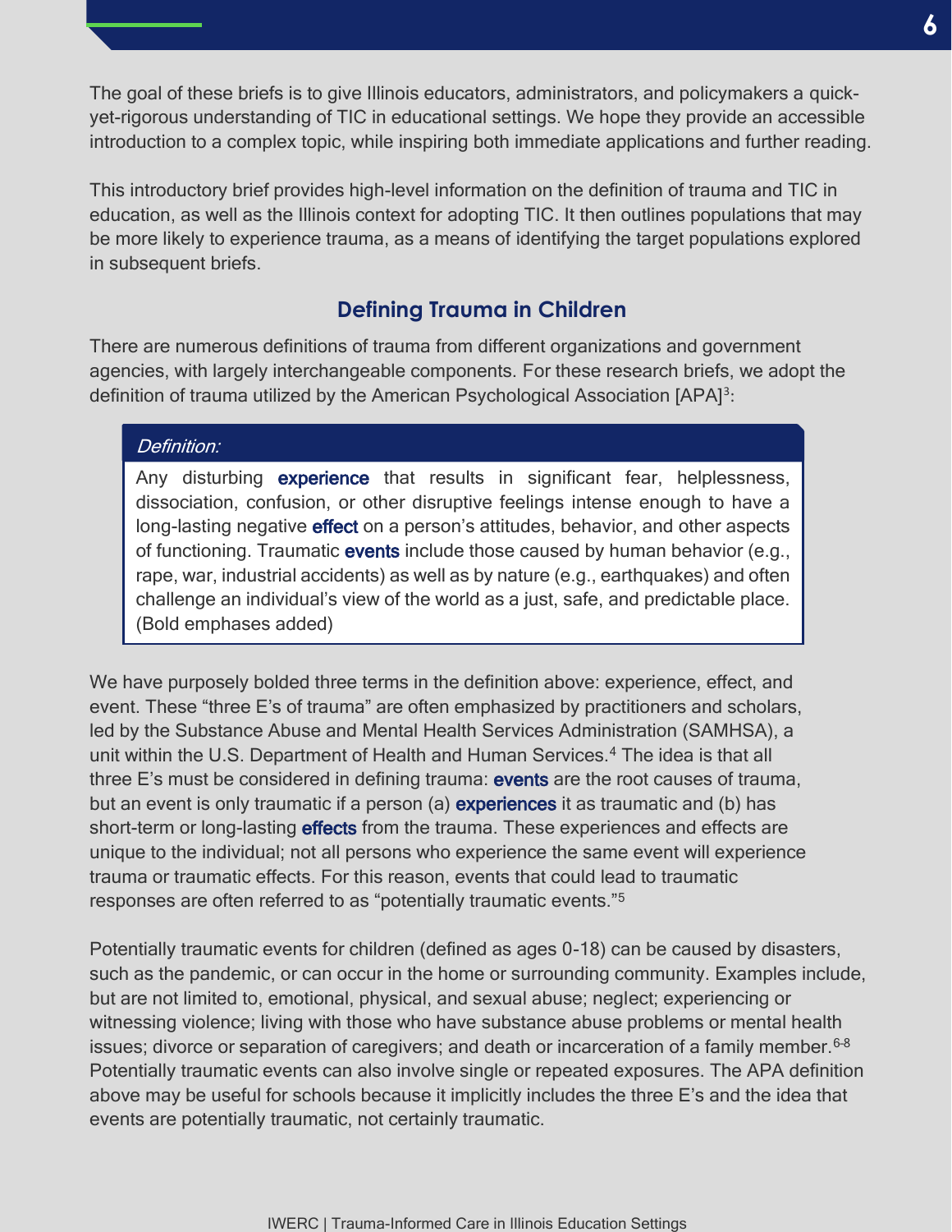The goal of these briefs is to give Illinois educators, administrators, and policymakers a quick-yet-rigorous understanding of TIC in educational settings. We hope they provide an accessible introduction to a complex topic, while inspiring both immediate applications and further reading.

This introductory brief provides high-level information on the definition of trauma and TIC in education, as well as the Illinois context for adopting TIC. It then outlines populations that may be more likely to experience trauma, as a means of identifying the target populations explored in subsequent briefs.

## Defining Trauma in Children

There are numerous definitions of trauma from different organizations and government agencies, with largely interchangeable components. For these research briefs, we adopt the definition of trauma utilized by the American Psychological Association [APA][3]:

> *Definition:*
>
> Any disturbing **experience** that results in significant fear, helplessness, dissociation, confusion, or other disruptive feelings intense enough to have a long-lasting negative **effect** on a person's attitudes, behavior, and other aspects of functioning. Traumatic **events** include those caused by human behavior (e.g., rape, war, industrial accidents) as well as by nature (e.g., earthquakes) and often challenge an individual's view of the world as a just, safe, and predictable place. (Bold emphases added)

We have purposely bolded three terms in the definition above: experience, effect, and event. These "three E's of trauma" are often emphasized by practitioners and scholars, led by the Substance Abuse and Mental Health Services Administration (SAMHSA), a unit within the U.S. Department of Health and Human Services.[4] The idea is that all three E's must be considered in defining trauma: **events** are the root causes of trauma, but an event is only traumatic if a person (a) **experiences** it as traumatic and (b) has short-term or long-lasting **effects** from the trauma. These experiences and effects are unique to the individual; not all persons who experience the same event will experience trauma or traumatic effects. For this reason, events that could lead to traumatic responses are often referred to as "potentially traumatic events."[5]

Potentially traumatic events for children (defined as ages 0-18) can be caused by disasters, such as the pandemic, or can occur in the home or surrounding community. Examples include, but are not limited to, emotional, physical, and sexual abuse; neglect; experiencing or witnessing violence; living with those who have substance abuse problems or mental health issues; divorce or separation of caregivers; and death or incarceration of a family member.[6-8] Potentially traumatic events can also involve single or repeated exposures. The APA definition above may be useful for schools because it implicitly includes the three E's and the idea that events are potentially traumatic, not certainly traumatic.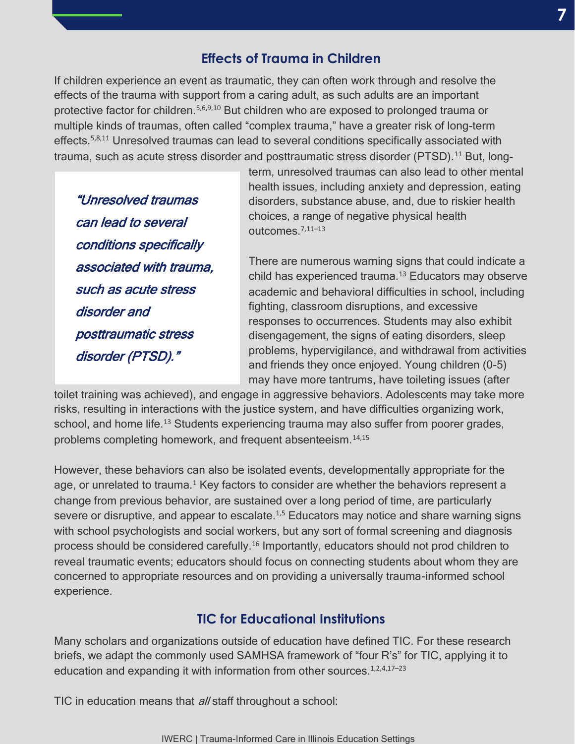## Effects of Trauma in Children

If children experience an event as traumatic, they can often work through and resolve the effects of the trauma with support from a caring adult, as such adults are an important protective factor for children.[5,6,9,10] But children who are exposed to prolonged trauma or multiple kinds of traumas, often called "complex trauma," have a greater risk of long-term effects.[5,8,11] Unresolved traumas can lead to several conditions specifically associated with trauma, such as acute stress disorder and posttraumatic stress disorder (PTSD).[11] But, long-term, unresolved traumas can also lead to other mental health issues, including anxiety and depression, eating disorders, substance abuse, and, due to riskier health choices, a range of negative physical health outcomes.[7,11–13]

> ***"Unresolved traumas can lead to several conditions specifically associated with trauma, such as acute stress disorder and posttraumatic stress disorder (PTSD)."***

There are numerous warning signs that could indicate a child has experienced trauma.[13] Educators may observe academic and behavioral difficulties in school, including fighting, classroom disruptions, and excessive responses to occurrences. Students may also exhibit disengagement, the signs of eating disorders, sleep problems, hypervigilance, and withdrawal from activities and friends they once enjoyed. Young children (0-5) may have more tantrums, have toileting issues (after toilet training was achieved), and engage in aggressive behaviors. Adolescents may take more risks, resulting in interactions with the justice system, and have difficulties organizing work, school, and home life.[13] Students experiencing trauma may also suffer from poorer grades, problems completing homework, and frequent absenteeism.[14,15]

However, these behaviors can also be isolated events, developmentally appropriate for the age, or unrelated to trauma.[1] Key factors to consider are whether the behaviors represent a change from previous behavior, are sustained over a long period of time, are particularly severe or disruptive, and appear to escalate.[1,5] Educators may notice and share warning signs with school psychologists and social workers, but any sort of formal screening and diagnosis process should be considered carefully.[16] Importantly, educators should not prod children to reveal traumatic events; educators should focus on connecting students about whom they are concerned to appropriate resources and on providing a universally trauma-informed school experience.

## TIC for Educational Institutions

Many scholars and organizations outside of education have defined TIC. For these research briefs, we adapt the commonly used SAMHSA framework of "four R's" for TIC, applying it to education and expanding it with information from other sources.[1,2,4,17–23]

TIC in education means that *all* staff throughout a school: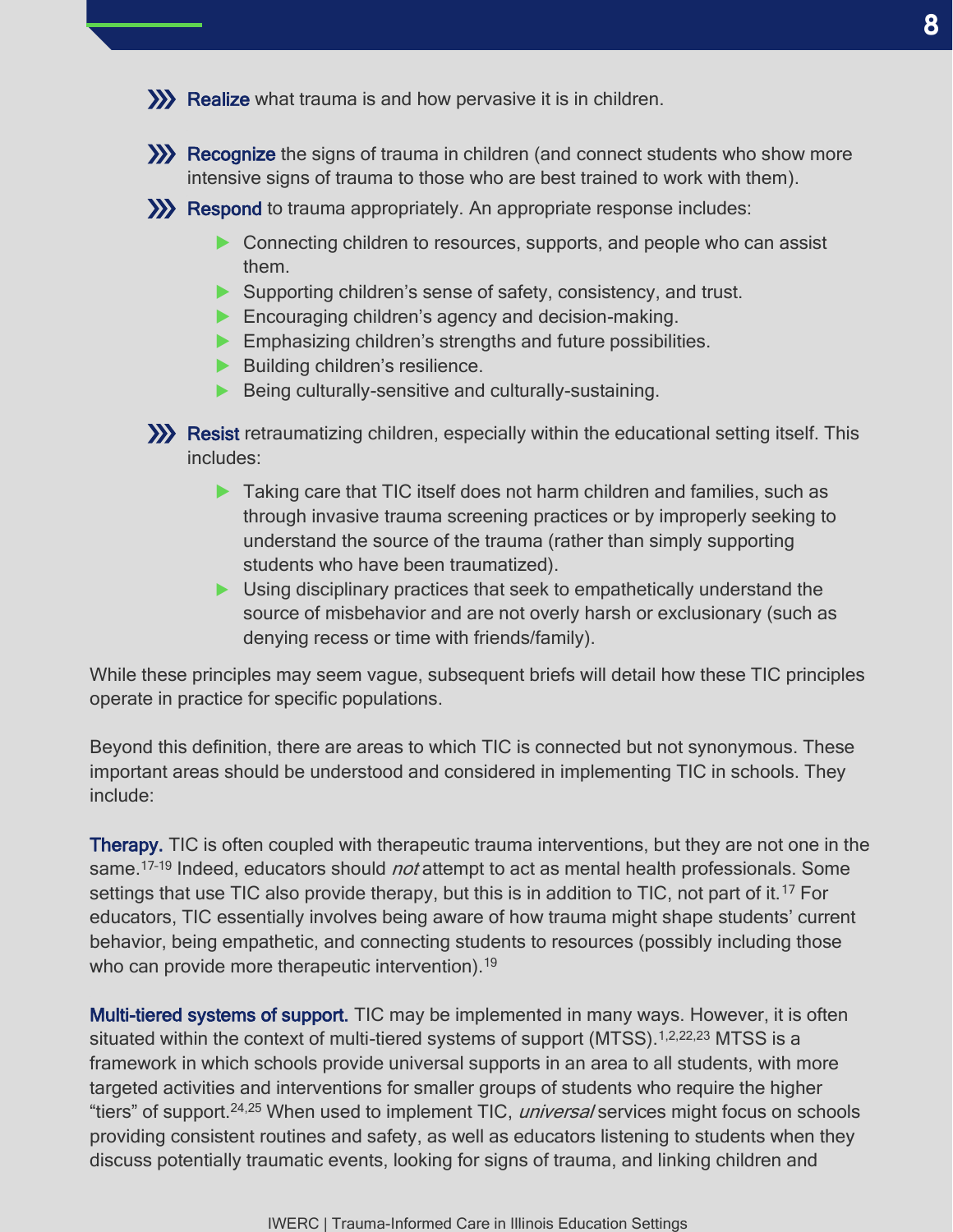- **Realize** what trauma is and how pervasive it is in children.
- **Recognize** the signs of trauma in children (and connect students who show more intensive signs of trauma to those who are best trained to work with them).
- **Respond** to trauma appropriately. An appropriate response includes:
  - Connecting children to resources, supports, and people who can assist them.
  - Supporting children's sense of safety, consistency, and trust.
  - Encouraging children's agency and decision-making.
  - Emphasizing children's strengths and future possibilities.
  - Building children's resilience.
  - Being culturally-sensitive and culturally-sustaining.
- **Resist** retraumatizing children, especially within the educational setting itself. This includes:
  - Taking care that TIC itself does not harm children and families, such as through invasive trauma screening practices or by improperly seeking to understand the source of the trauma (rather than simply supporting students who have been traumatized).
  - Using disciplinary practices that seek to empathetically understand the source of misbehavior and are not overly harsh or exclusionary (such as denying recess or time with friends/family).

While these principles may seem vague, subsequent briefs will detail how these TIC principles operate in practice for specific populations.

Beyond this definition, there are areas to which TIC is connected but not synonymous. These important areas should be understood and considered in implementing TIC in schools. They include:

**Therapy.** TIC is often coupled with therapeutic trauma interventions, but they are not one in the same.[17-19] Indeed, educators should *not* attempt to act as mental health professionals. Some settings that use TIC also provide therapy, but this is in addition to TIC, not part of it.[17] For educators, TIC essentially involves being aware of how trauma might shape students' current behavior, being empathetic, and connecting students to resources (possibly including those who can provide more therapeutic intervention).[19]

**Multi-tiered systems of support.** TIC may be implemented in many ways. However, it is often situated within the context of multi-tiered systems of support (MTSS).[1,2,22,23] MTSS is a framework in which schools provide universal supports in an area to all students, with more targeted activities and interventions for smaller groups of students who require the higher "tiers" of support.[24,25] When used to implement TIC, *universal* services might focus on schools providing consistent routines and safety, as well as educators listening to students when they discuss potentially traumatic events, looking for signs of trauma, and linking children and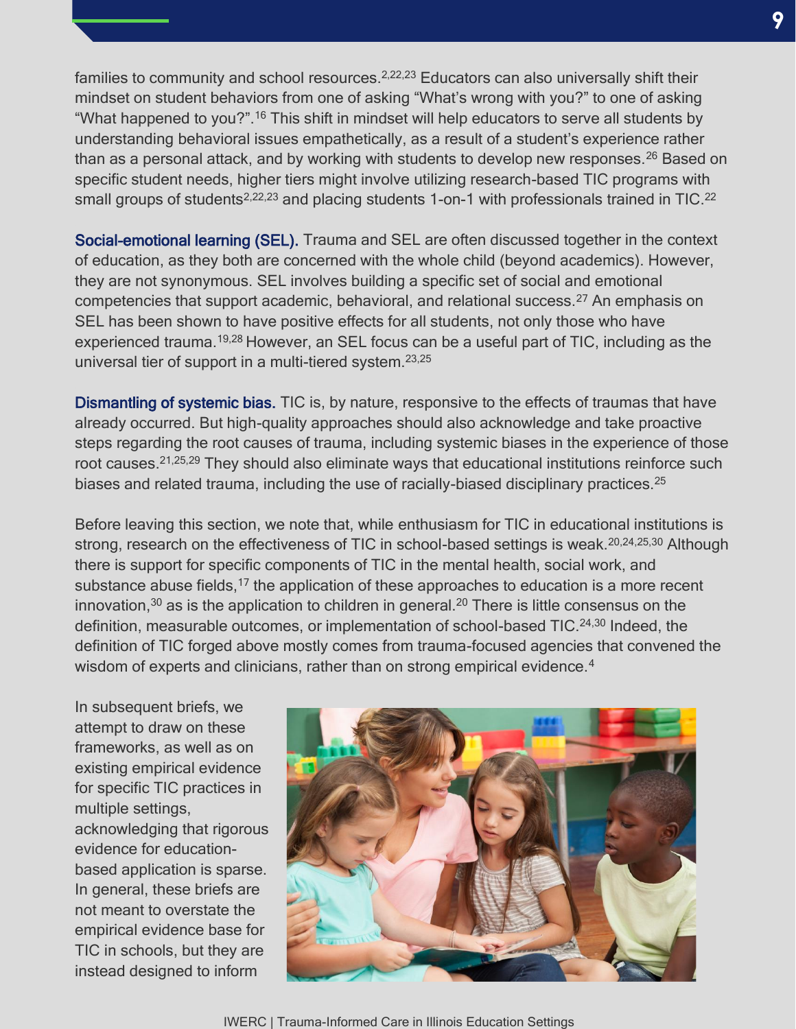families to community and school resources.[2,22,23] Educators can also universally shift their mindset on student behaviors from one of asking "What's wrong with you?" to one of asking "What happened to you?".[16] This shift in mindset will help educators to serve all students by understanding behavioral issues empathetically, as a result of a student's experience rather than as a personal attack, and by working with students to develop new responses.[26] Based on specific student needs, higher tiers might involve utilizing research-based TIC programs with small groups of students[2,22,23] and placing students 1-on-1 with professionals trained in TIC.[22]

**Social-emotional learning (SEL).** Trauma and SEL are often discussed together in the context of education, as they both are concerned with the whole child (beyond academics). However, they are not synonymous. SEL involves building a specific set of social and emotional competencies that support academic, behavioral, and relational success.[27] An emphasis on SEL has been shown to have positive effects for all students, not only those who have experienced trauma.[19,28] However, an SEL focus can be a useful part of TIC, including as the universal tier of support in a multi-tiered system.[23,25]

**Dismantling of systemic bias.** TIC is, by nature, responsive to the effects of traumas that have already occurred. But high-quality approaches should also acknowledge and take proactive steps regarding the root causes of trauma, including systemic biases in the experience of those root causes.[21,25,29] They should also eliminate ways that educational institutions reinforce such biases and related trauma, including the use of racially-biased disciplinary practices.[25]

Before leaving this section, we note that, while enthusiasm for TIC in educational institutions is strong, research on the effectiveness of TIC in school-based settings is weak.[20,24,25,30] Although there is support for specific components of TIC in the mental health, social work, and substance abuse fields,[17] the application of these approaches to education is a more recent innovation,[30] as is the application to children in general.[20] There is little consensus on the definition, measurable outcomes, or implementation of school-based TIC.[24,30] Indeed, the definition of TIC forged above mostly comes from trauma-focused agencies that convened the wisdom of experts and clinicians, rather than on strong empirical evidence.[4]

In subsequent briefs, we attempt to draw on these frameworks, as well as on existing empirical evidence for specific TIC practices in multiple settings, acknowledging that rigorous evidence for education-based application is sparse. In general, these briefs are not meant to overstate the empirical evidence base for TIC in schools, but they are instead designed to inform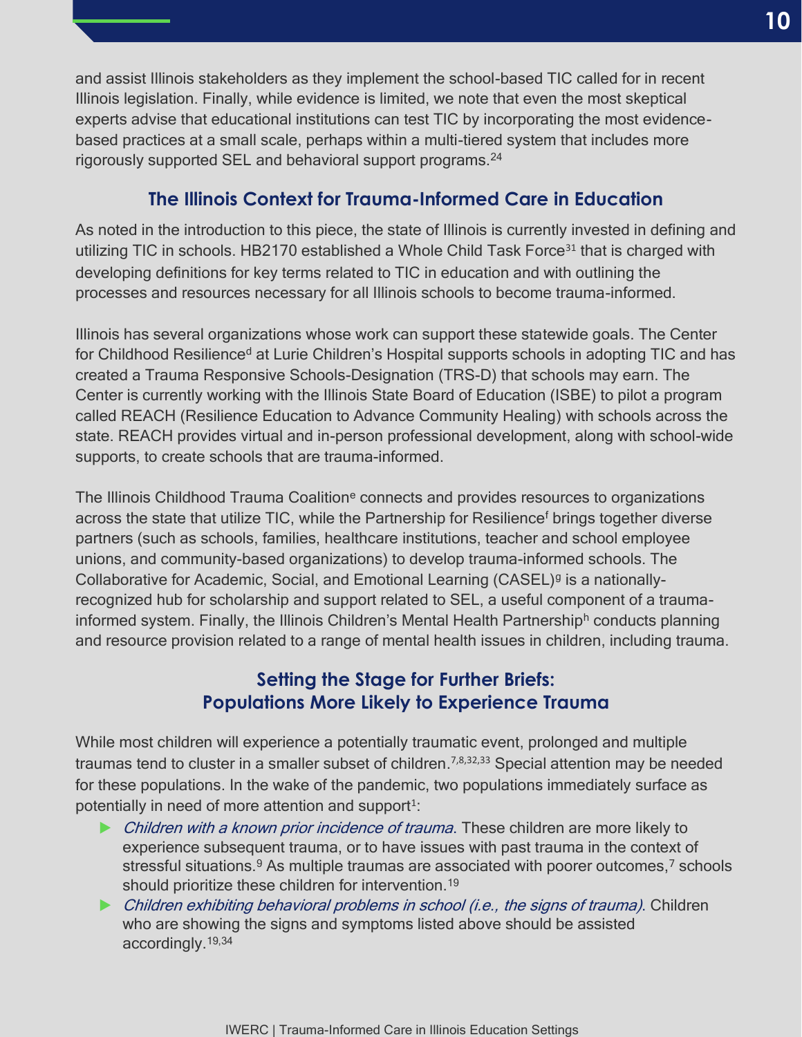and assist Illinois stakeholders as they implement the school-based TIC called for in recent Illinois legislation. Finally, while evidence is limited, we note that even the most skeptical experts advise that educational institutions can test TIC by incorporating the most evidence-based practices at a small scale, perhaps within a multi-tiered system that includes more rigorously supported SEL and behavioral support programs.[24]

## The Illinois Context for Trauma-Informed Care in Education

As noted in the introduction to this piece, the state of Illinois is currently invested in defining and utilizing TIC in schools. HB2170 established a Whole Child Task Force[31] that is charged with developing definitions for key terms related to TIC in education and with outlining the processes and resources necessary for all Illinois schools to become trauma-informed.

Illinois has several organizations whose work can support these statewide goals. The Center for Childhood Resilience[d] at Lurie Children's Hospital supports schools in adopting TIC and has created a Trauma Responsive Schools-Designation (TRS-D) that schools may earn. The Center is currently working with the Illinois State Board of Education (ISBE) to pilot a program called REACH (Resilience Education to Advance Community Healing) with schools across the state. REACH provides virtual and in-person professional development, along with school-wide supports, to create schools that are trauma-informed.

The Illinois Childhood Trauma Coalition[e] connects and provides resources to organizations across the state that utilize TIC, while the Partnership for Resilience[f] brings together diverse partners (such as schools, families, healthcare institutions, teacher and school employee unions, and community-based organizations) to develop trauma-informed schools. The Collaborative for Academic, Social, and Emotional Learning (CASEL)[g] is a nationally-recognized hub for scholarship and support related to SEL, a useful component of a trauma-informed system. Finally, the Illinois Children's Mental Health Partnership[h] conducts planning and resource provision related to a range of mental health issues in children, including trauma.

## Setting the Stage for Further Briefs: Populations More Likely to Experience Trauma

While most children will experience a potentially traumatic event, prolonged and multiple traumas tend to cluster in a smaller subset of children.[7,8,32,33] Special attention may be needed for these populations. In the wake of the pandemic, two populations immediately surface as potentially in need of more attention and support[1]:

- *Children with a known prior incidence of trauma*. These children are more likely to experience subsequent trauma, or to have issues with past trauma in the context of stressful situations.[9] As multiple traumas are associated with poorer outcomes,[7] schools should prioritize these children for intervention.[19]
- *Children exhibiting behavioral problems in school (i.e., the signs of trauma)*. Children who are showing the signs and symptoms listed above should be assisted accordingly.[19,34]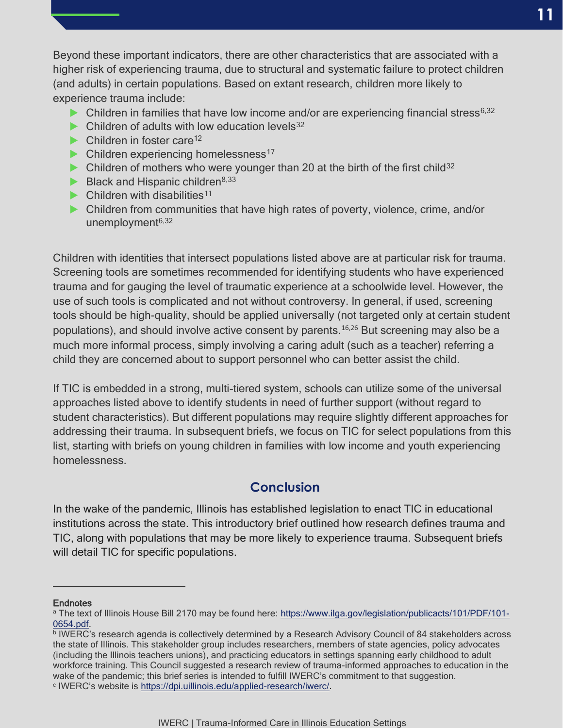Beyond these important indicators, there are other characteristics that are associated with a higher risk of experiencing trauma, due to structural and systematic failure to protect children (and adults) in certain populations. Based on extant research, children more likely to experience trauma include:

- Children in families that have low income and/or are experiencing financial stress[6,32]
- Children of adults with low education levels[32]
- Children in foster care[12]
- Children experiencing homelessness[17]
- Children of mothers who were younger than 20 at the birth of the first child[32]
- Black and Hispanic children[8,33]
- Children with disabilities[11]
- Children from communities that have high rates of poverty, violence, crime, and/or unemployment[6,32]

Children with identities that intersect populations listed above are at particular risk for trauma. Screening tools are sometimes recommended for identifying students who have experienced trauma and for gauging the level of traumatic experience at a schoolwide level. However, the use of such tools is complicated and not without controversy. In general, if used, screening tools should be high-quality, should be applied universally (not targeted only at certain student populations), and should involve active consent by parents.[16,26] But screening may also be a much more informal process, simply involving a caring adult (such as a teacher) referring a child they are concerned about to support personnel who can better assist the child.

If TIC is embedded in a strong, multi-tiered system, schools can utilize some of the universal approaches listed above to identify students in need of further support (without regard to student characteristics). But different populations may require slightly different approaches for addressing their trauma. In subsequent briefs, we focus on TIC for select populations from this list, starting with briefs on young children in families with low income and youth experiencing homelessness.

## Conclusion

In the wake of the pandemic, Illinois has established legislation to enact TIC in educational institutions across the state. This introductory brief outlined how research defines trauma and TIC, along with populations that may be more likely to experience trauma. Subsequent briefs will detail TIC for specific populations.

---

**Endnotes**

[a] The text of Illinois House Bill 2170 may be found here: https://www.ilga.gov/legislation/publicacts/101/PDF/101-0654.pdf.

[b] IWERC's research agenda is collectively determined by a Research Advisory Council of 84 stakeholders across the state of Illinois. This stakeholder group includes researchers, members of state agencies, policy advocates (including the Illinois teachers unions), and practicing educators in settings spanning early childhood to adult workforce training. This Council suggested a research review of trauma-informed approaches to education in the wake of the pandemic; this brief series is intended to fulfill IWERC's commitment to that suggestion.

[c] IWERC's website is https://dpi.uillinois.edu/applied-research/iwerc/.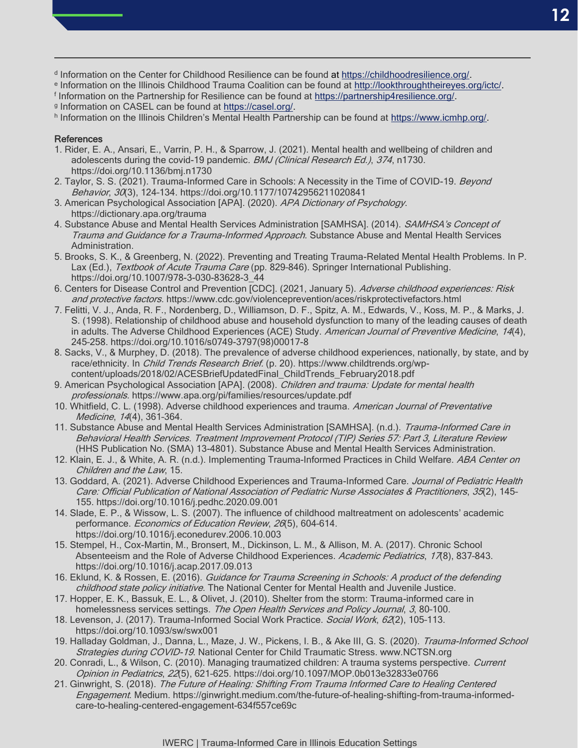[d] Information on the Center for Childhood Resilience can be found at https://childhoodresilience.org/.
[e] Information on the Illinois Childhood Trauma Coalition can be found at http://lookthroughtheireyes.org/ictc/.
[f] Information on the Partnership for Resilience can be found at https://partnership4resilience.org/.
[g] Information on CASEL can be found at https://casel.org/.
[h] Information on the Illinois Children's Mental Health Partnership can be found at https://www.icmhp.org/.

### References

1. Rider, E. A., Ansari, E., Varrin, P. H., & Sparrow, J. (2021). Mental health and wellbeing of children and adolescents during the covid-19 pandemic. *BMJ (Clinical Research Ed.)*, *374*, n1730. https://doi.org/10.1136/bmj.n1730
2. Taylor, S. S. (2021). Trauma-Informed Care in Schools: A Necessity in the Time of COVID-19. *Beyond Behavior*, *30*(3), 124–134. https://doi.org/10.1177/10742956211020841
3. American Psychological Association [APA]. (2020). *APA Dictionary of Psychology*. https://dictionary.apa.org/trauma
4. Substance Abuse and Mental Health Services Administration [SAMHSA]. (2014). *SAMHSA's Concept of Trauma and Guidance for a Trauma-Informed Approach*. Substance Abuse and Mental Health Services Administration.
5. Brooks, S. K., & Greenberg, N. (2022). Preventing and Treating Trauma-Related Mental Health Problems. In P. Lax (Ed.), *Textbook of Acute Trauma Care* (pp. 829–846). Springer International Publishing. https://doi.org/10.1007/978-3-030-83628-3_44
6. Centers for Disease Control and Prevention [CDC]. (2021, January 5). *Adverse childhood experiences: Risk and protective factors*. https://www.cdc.gov/violenceprevention/aces/riskprotectivefactors.html
7. Felitti, V. J., Anda, R. F., Nordenberg, D., Williamson, D. F., Spitz, A. M., Edwards, V., Koss, M. P., & Marks, J. S. (1998). Relationship of childhood abuse and household dysfunction to many of the leading causes of death in adults. The Adverse Childhood Experiences (ACE) Study. *American Journal of Preventive Medicine*, *14*(4), 245–258. https://doi.org/10.1016/s0749-3797(98)00017-8
8. Sacks, V., & Murphey, D. (2018). The prevalence of adverse childhood experiences, nationally, by state, and by race/ethnicity. In *Child Trends Research Brief.* (p. 20). https://www.childtrends.org/wp-content/uploads/2018/02/ACESBriefUpdatedFinal_ChildTrends_February2018.pdf
9. American Psychological Association [APA]. (2008). *Children and trauma: Update for mental health professionals*. https://www.apa.org/pi/families/resources/update.pdf
10. Whitfield, C. L. (1998). Adverse childhood experiences and trauma. *American Journal of Preventative Medicine*, *14*(4), 361–364.
11. Substance Abuse and Mental Health Services Administration [SAMHSA]. (n.d.). *Trauma-Informed Care in Behavioral Health Services. Treatment Improvement Protocol (TIP) Series 57: Part 3, Literature Review* (HHS Publication No. (SMA) 13-4801). Substance Abuse and Mental Health Services Administration.
12. Klain, E. J., & White, A. R. (n.d.). Implementing Trauma-Informed Practices in Child Welfare. *ABA Center on Children and the Law*, 15.
13. Goddard, A. (2021). Adverse Childhood Experiences and Trauma-Informed Care. *Journal of Pediatric Health Care: Official Publication of National Association of Pediatric Nurse Associates & Practitioners*, *35*(2), 145–155. https://doi.org/10.1016/j.pedhc.2020.09.001
14. Slade, E. P., & Wissow, L. S. (2007). The influence of childhood maltreatment on adolescents' academic performance. *Economics of Education Review*, *26*(5), 604–614. https://doi.org/10.1016/j.econedurev.2006.10.003
15. Stempel, H., Cox-Martin, M., Bronsert, M., Dickinson, L. M., & Allison, M. A. (2017). Chronic School Absenteeism and the Role of Adverse Childhood Experiences. *Academic Pediatrics*, *17*(8), 837–843. https://doi.org/10.1016/j.acap.2017.09.013
16. Eklund, K. & Rossen, E. (2016). *Guidance for Trauma Screening in Schools: A product of the defending childhood state policy initiative*. The National Center for Mental Health and Juvenile Justice.
17. Hopper, E. K., Bassuk, E. L., & Olivet, J. (2010). Shelter from the storm: Trauma-informed care in homelessness services settings. *The Open Health Services and Policy Journal*, *3*, 80–100.
18. Levenson, J. (2017). Trauma-Informed Social Work Practice. *Social Work*, *62*(2), 105–113. https://doi.org/10.1093/sw/swx001
19. Halladay Goldman, J., Danna, L., Maze, J. W., Pickens, I. B., & Ake III, G. S. (2020). *Trauma-Informed School Strategies during COVID-19*. National Center for Child Traumatic Stress. www.NCTSN.org
20. Conradi, L., & Wilson, C. (2010). Managing traumatized children: A trauma systems perspective. *Current Opinion in Pediatrics*, *22*(5), 621–625. https://doi.org/10.1097/MOP.0b013e32833e0766
21. Ginwright, S. (2018). *The Future of Healing: Shifting From Trauma Informed Care to Healing Centered Engagement*. Medium. https://ginwright.medium.com/the-future-of-healing-shifting-from-trauma-informed-care-to-healing-centered-engagement-634f557ce69c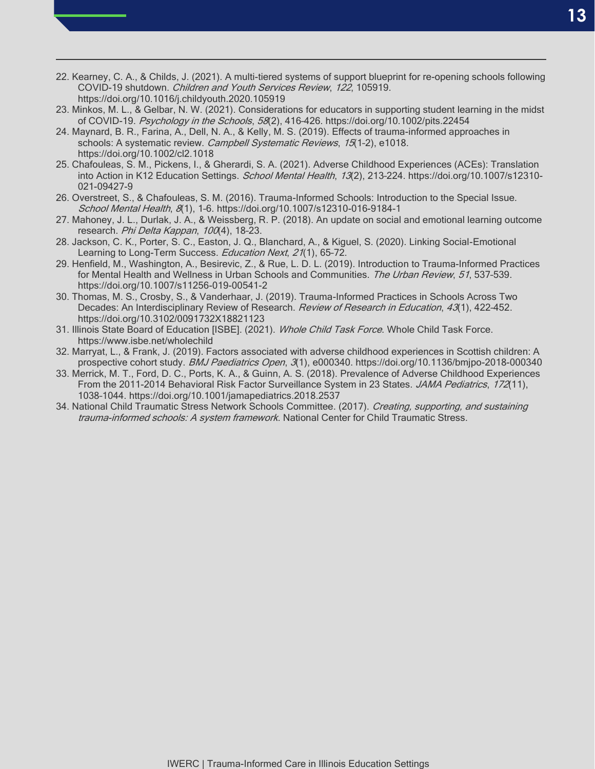22. Kearney, C. A., & Childs, J. (2021). A multi-tiered systems of support blueprint for re-opening schools following COVID-19 shutdown. *Children and Youth Services Review*, *122*, 105919. https://doi.org/10.1016/j.childyouth.2020.105919
23. Minkos, M. L., & Gelbar, N. W. (2021). Considerations for educators in supporting student learning in the midst of COVID-19. *Psychology in the Schools*, *58*(2), 416–426. https://doi.org/10.1002/pits.22454
24. Maynard, B. R., Farina, A., Dell, N. A., & Kelly, M. S. (2019). Effects of trauma-informed approaches in schools: A systematic review. *Campbell Systematic Reviews*, *15*(1-2), e1018. https://doi.org/10.1002/cl2.1018
25. Chafouleas, S. M., Pickens, I., & Gherardi, S. A. (2021). Adverse Childhood Experiences (ACEs): Translation into Action in K12 Education Settings. *School Mental Health*, *13*(2), 213–224. https://doi.org/10.1007/s12310-021-09427-9
26. Overstreet, S., & Chafouleas, S. M. (2016). Trauma-Informed Schools: Introduction to the Special Issue. *School Mental Health*, *8*(1), 1–6. https://doi.org/10.1007/s12310-016-9184-1
27. Mahoney, J. L., Durlak, J. A., & Weissberg, R. P. (2018). An update on social and emotional learning outcome research. *Phi Delta Kappan*, *100*(4), 18–23.
28. Jackson, C. K., Porter, S. C., Easton, J. Q., Blanchard, A., & Kiguel, S. (2020). Linking Social-Emotional Learning to Long-Term Success. *Education Next*, *21*(1), 65–72.
29. Henfield, M., Washington, A., Besirevic, Z., & Rue, L. D. L. (2019). Introduction to Trauma-Informed Practices for Mental Health and Wellness in Urban Schools and Communities. *The Urban Review*, *51*, 537–539. https://doi.org/10.1007/s11256-019-00541-2
30. Thomas, M. S., Crosby, S., & Vanderhaar, J. (2019). Trauma-Informed Practices in Schools Across Two Decades: An Interdisciplinary Review of Research. *Review of Research in Education*, *43*(1), 422–452. https://doi.org/10.3102/0091732X18821123
31. Illinois State Board of Education [ISBE]. (2021). *Whole Child Task Force*. Whole Child Task Force. https://www.isbe.net/wholechild
32. Marryat, L., & Frank, J. (2019). Factors associated with adverse childhood experiences in Scottish children: A prospective cohort study. *BMJ Paediatrics Open*, *3*(1), e000340. https://doi.org/10.1136/bmjpo-2018-000340
33. Merrick, M. T., Ford, D. C., Ports, K. A., & Guinn, A. S. (2018). Prevalence of Adverse Childhood Experiences From the 2011-2014 Behavioral Risk Factor Surveillance System in 23 States. *JAMA Pediatrics*, *172*(11), 1038–1044. https://doi.org/10.1001/jamapediatrics.2018.2537
34. National Child Traumatic Stress Network Schools Committee. (2017). *Creating, supporting, and sustaining trauma-informed schools: A system framework*. National Center for Child Traumatic Stress.